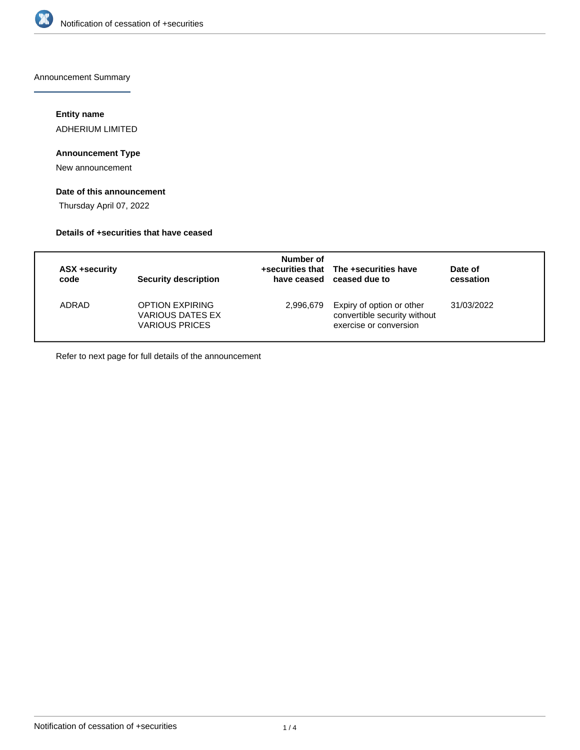Announcement Summary

#### Entity name

ADHERIUM LIMITED

#### Announcement Type

New announcement

#### Date of this announcement

Thursday April 07, 2022

#### Details of +securities that have ceased

| ASX +security code | Security description | Number of +securities that have ceased | The +securities have ceased due to | Date of cessation |
|---|---|---|---|---|
| ADRAD | OPTION EXPIRING VARIOUS DATES EX VARIOUS PRICES | 2,996,679 | Expiry of option or other convertible security without exercise or conversion | 31/03/2022 |

Refer to next page for full details of the announcement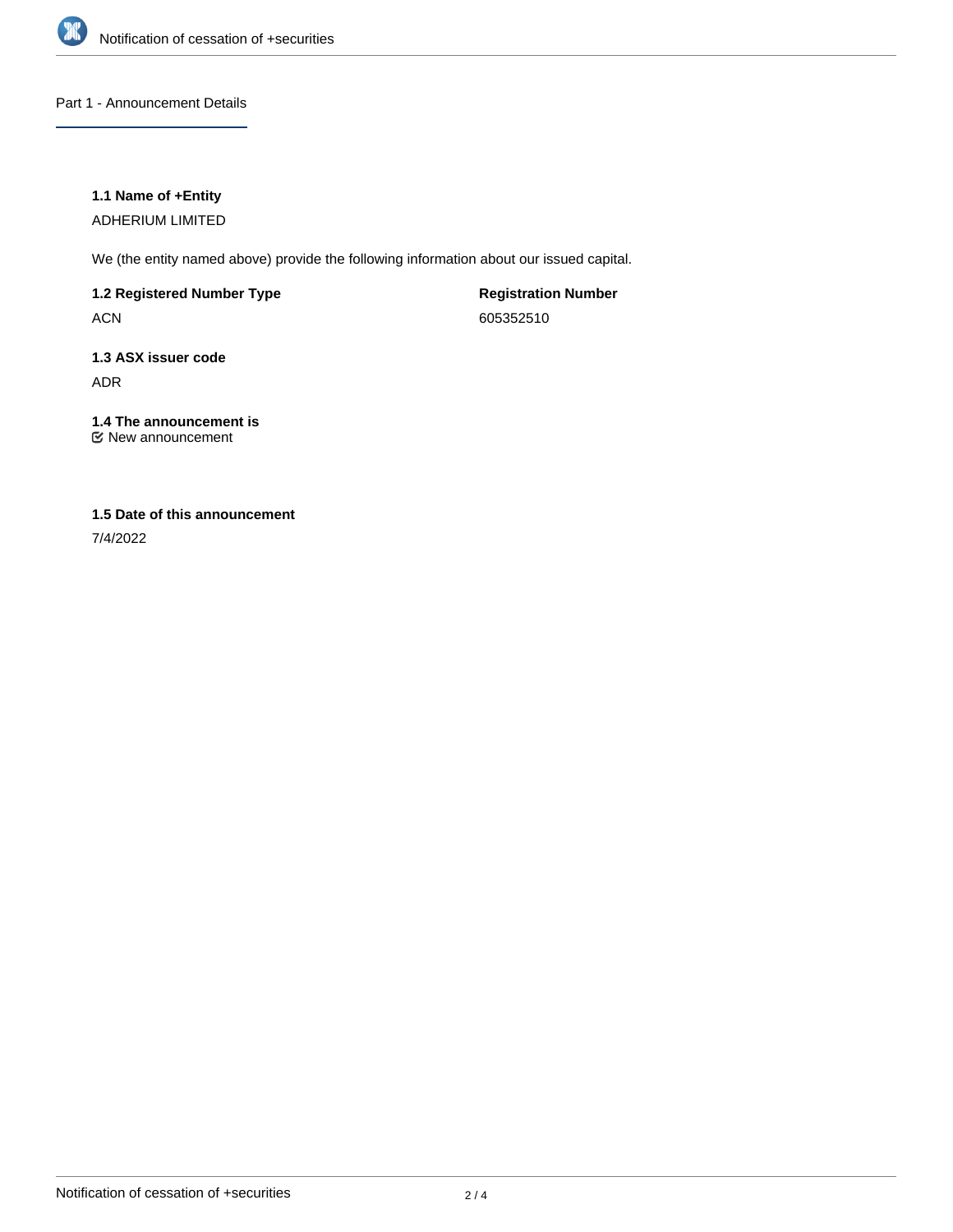## Part 1 - Announcement Details

**1.1 Name of +Entity**

ADHERIUM LIMITED

We (the entity named above) provide the following information about our issued capital.

**1.2 Registered Number Type**

ACN

**Registration Number**

605352510

**1.3 ASX issuer code**

ADR

**1.4 The announcement is**

☑ New announcement

**1.5 Date of this announcement**

7/4/2022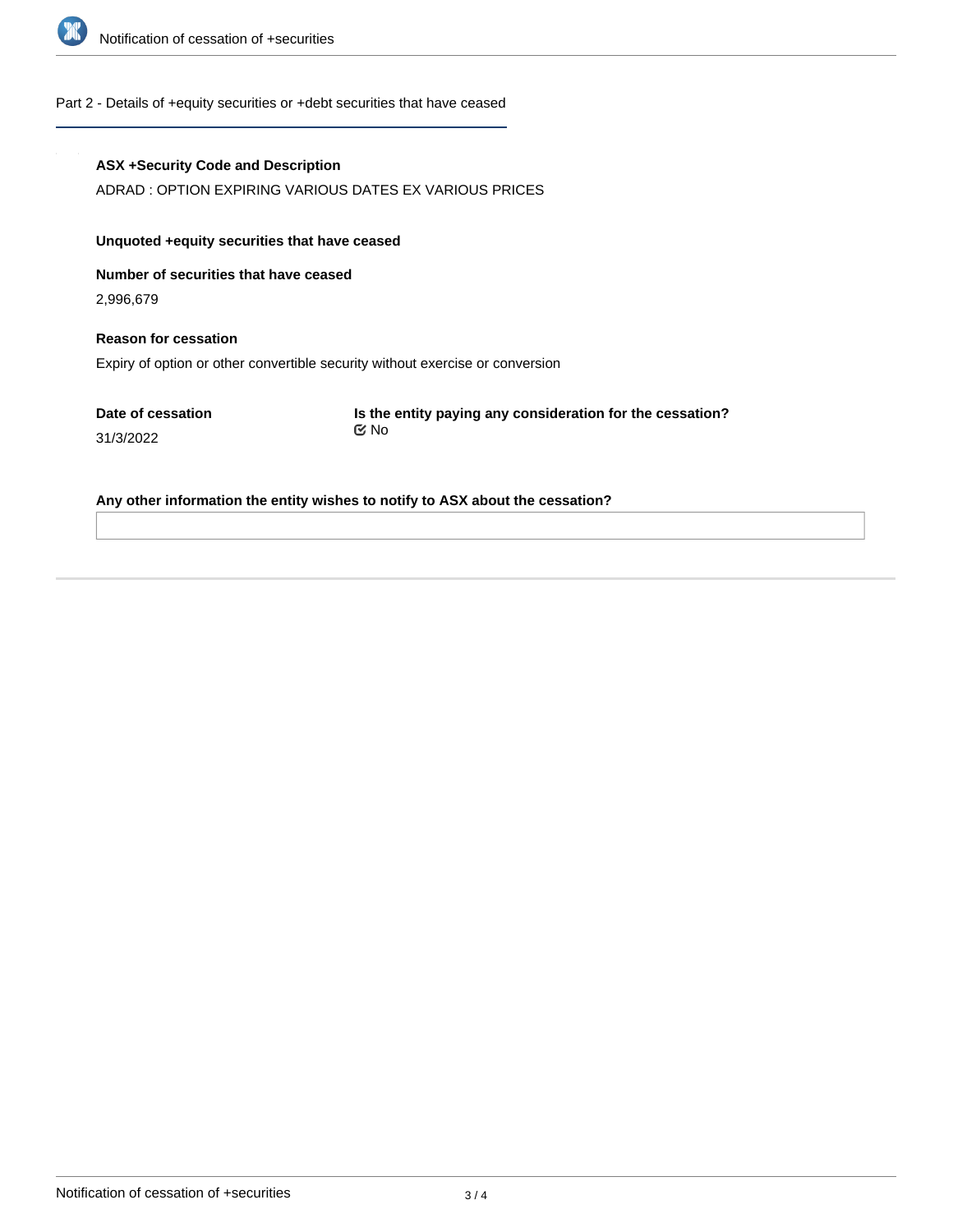## Part 2 - Details of +equity securities or +debt securities that have ceased

**ASX +Security Code and Description**

ADRAD : OPTION EXPIRING VARIOUS DATES EX VARIOUS PRICES

**Unquoted +equity securities that have ceased**

**Number of securities that have ceased**

2,996,679

**Reason for cessation**

Expiry of option or other convertible security without exercise or conversion

**Date of cessation**

31/3/2022

**Is the entity paying any consideration for the cessation?**

No

**Any other information the entity wishes to notify to ASX about the cessation?**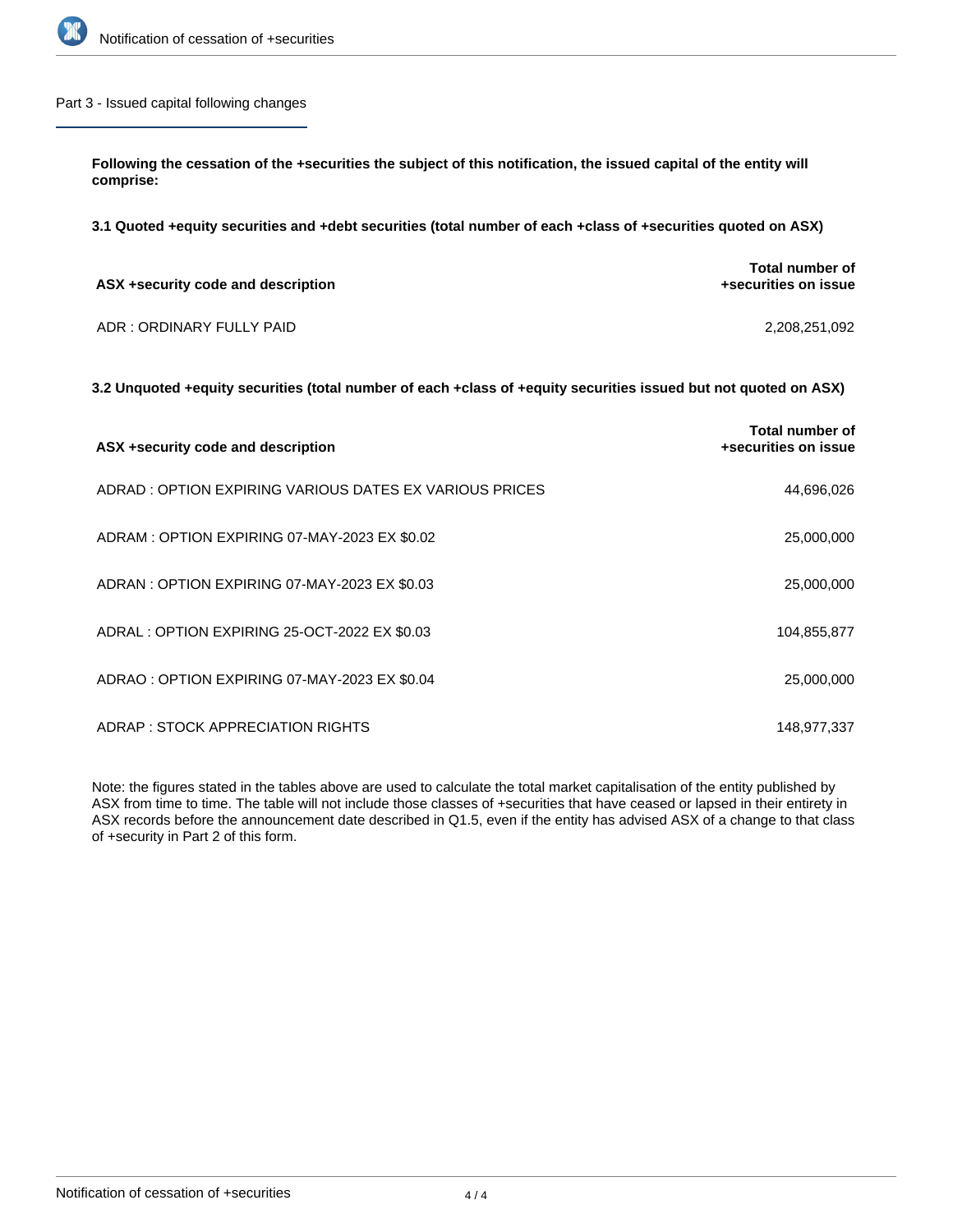## Part 3 - Issued capital following changes

**Following the cessation of the +securities the subject of this notification, the issued capital of the entity will comprise:**

**3.1 Quoted +equity securities and +debt securities (total number of each +class of +securities quoted on ASX)**

| ASX +security code and description | Total number of +securities on issue |
|---|---|
| ADR : ORDINARY FULLY PAID | 2,208,251,092 |

**3.2 Unquoted +equity securities (total number of each +class of +equity securities issued but not quoted on ASX)**

| ASX +security code and description | Total number of +securities on issue |
|---|---|
| ADRAD : OPTION EXPIRING VARIOUS DATES EX VARIOUS PRICES | 44,696,026 |
| ADRAM : OPTION EXPIRING 07-MAY-2023 EX $0.02 | 25,000,000 |
| ADRAN : OPTION EXPIRING 07-MAY-2023 EX $0.03 | 25,000,000 |
| ADRAL : OPTION EXPIRING 25-OCT-2022 EX $0.03 | 104,855,877 |
| ADRAO : OPTION EXPIRING 07-MAY-2023 EX $0.04 | 25,000,000 |
| ADRAP : STOCK APPRECIATION RIGHTS | 148,977,337 |

Note: the figures stated in the tables above are used to calculate the total market capitalisation of the entity published by ASX from time to time. The table will not include those classes of +securities that have ceased or lapsed in their entirety in ASX records before the announcement date described in Q1.5, even if the entity has advised ASX of a change to that class of +security in Part 2 of this form.